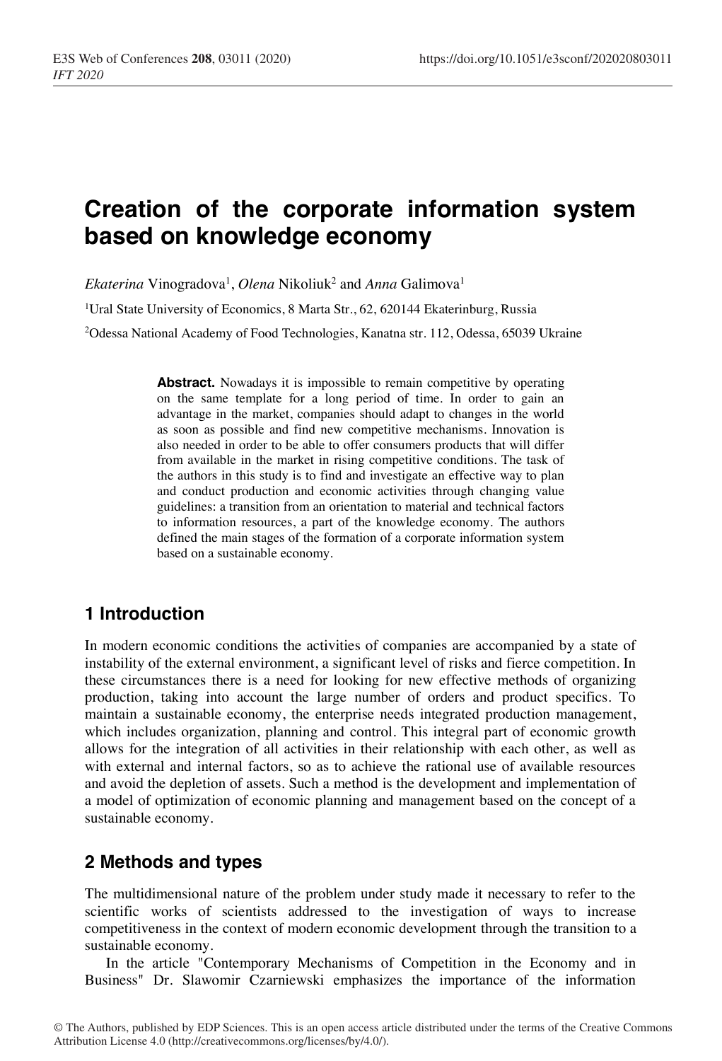# Creation of the corporate information system based on knowledge economy

*Ekaterina* Vinogradova[1], *Olena* Nikoliuk[2] and *Anna* Galimova[1]

[1]Ural State University of Economics, 8 Marta Str., 62, 620144 Ekaterinburg, Russia

[2]Odessa National Academy of Food Technologies, Kanatna str. 112, Odessa, 65039 Ukraine

**Abstract.** Nowadays it is impossible to remain competitive by operating on the same template for a long period of time. In order to gain an advantage in the market, companies should adapt to changes in the world as soon as possible and find new competitive mechanisms. Innovation is also needed in order to be able to offer consumers products that will differ from available in the market in rising competitive conditions. The task of the authors in this study is to find and investigate an effective way to plan and conduct production and economic activities through changing value guidelines: a transition from an orientation to material and technical factors to information resources, a part of the knowledge economy. The authors defined the main stages of the formation of a corporate information system based on a sustainable economy.

## 1 Introduction

In modern economic conditions the activities of companies are accompanied by a state of instability of the external environment, a significant level of risks and fierce competition. In these circumstances there is a need for looking for new effective methods of organizing production, taking into account the large number of orders and product specifics. To maintain a sustainable economy, the enterprise needs integrated production management, which includes organization, planning and control. This integral part of economic growth allows for the integration of all activities in their relationship with each other, as well as with external and internal factors, so as to achieve the rational use of available resources and avoid the depletion of assets. Such a method is the development and implementation of a model of optimization of economic planning and management based on the concept of a sustainable economy.

## 2 Methods and types

The multidimensional nature of the problem under study made it necessary to refer to the scientific works of scientists addressed to the investigation of ways to increase competitiveness in the context of modern economic development through the transition to a sustainable economy.

In the article "Contemporary Mechanisms of Competition in the Economy and in Business" Dr. Slawomir Czarniewski emphasizes the importance of the information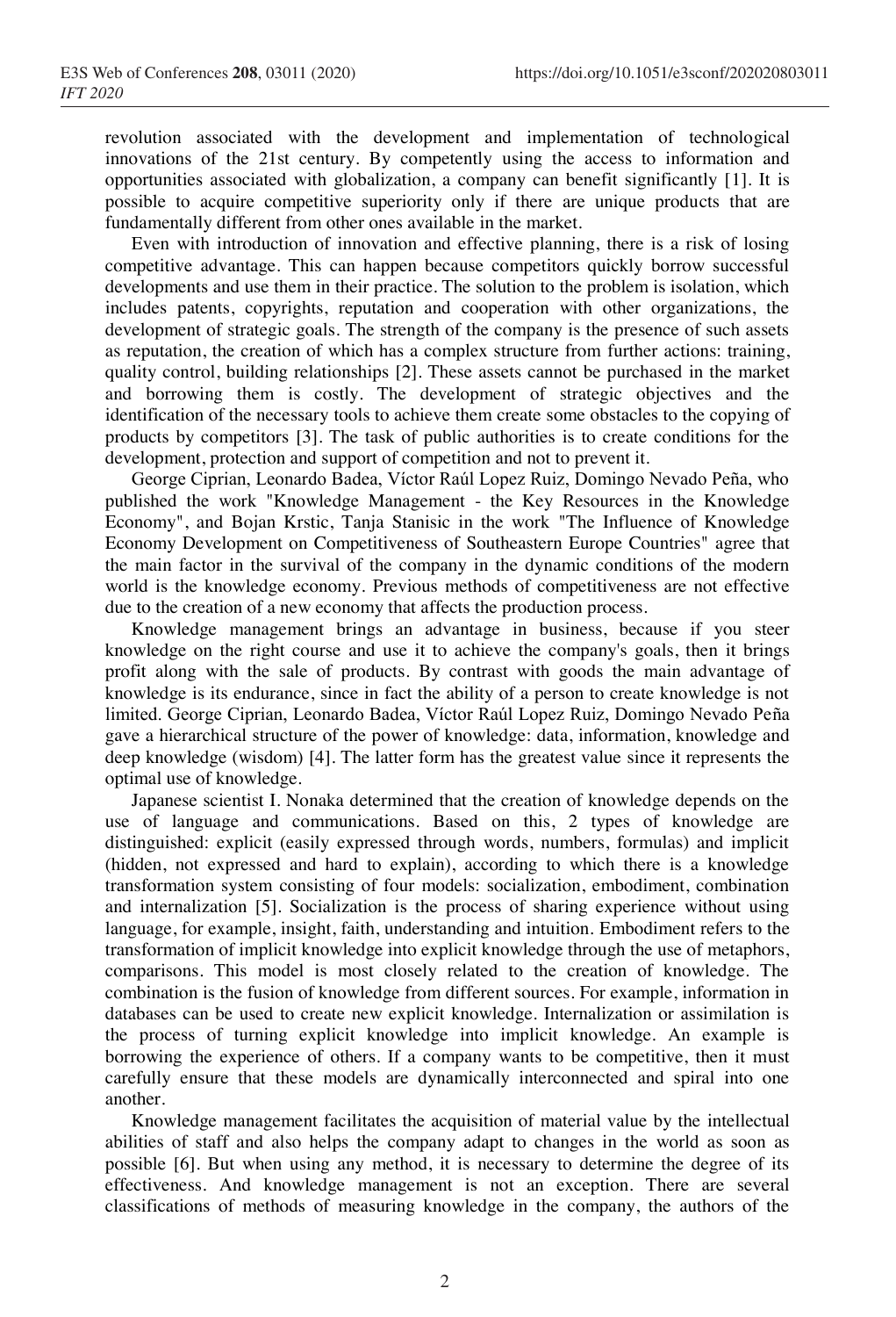revolution associated with the development and implementation of technological innovations of the 21st century. By competently using the access to information and opportunities associated with globalization, a company can benefit significantly [1]. It is possible to acquire competitive superiority only if there are unique products that are fundamentally different from other ones available in the market.

Even with introduction of innovation and effective planning, there is a risk of losing competitive advantage. This can happen because competitors quickly borrow successful developments and use them in their practice. The solution to the problem is isolation, which includes patents, copyrights, reputation and cooperation with other organizations, the development of strategic goals. The strength of the company is the presence of such assets as reputation, the creation of which has a complex structure from further actions: training, quality control, building relationships [2]. These assets cannot be purchased in the market and borrowing them is costly. The development of strategic objectives and the identification of the necessary tools to achieve them create some obstacles to the copying of products by competitors [3]. The task of public authorities is to create conditions for the development, protection and support of competition and not to prevent it.

George Ciprian, Leonardo Badea, Víctor Raúl Lopez Ruiz, Domingo Nevado Peña, who published the work "Knowledge Management - the Key Resources in the Knowledge Economy", and Bojan Krstic, Tanja Stanisic in the work "The Influence of Knowledge Economy Development on Competitiveness of Southeastern Europe Countries" agree that the main factor in the survival of the company in the dynamic conditions of the modern world is the knowledge economy. Previous methods of competitiveness are not effective due to the creation of a new economy that affects the production process.

Knowledge management brings an advantage in business, because if you steer knowledge on the right course and use it to achieve the company's goals, then it brings profit along with the sale of products. By contrast with goods the main advantage of knowledge is its endurance, since in fact the ability of a person to create knowledge is not limited. George Ciprian, Leonardo Badea, Víctor Raúl Lopez Ruiz, Domingo Nevado Peña gave a hierarchical structure of the power of knowledge: data, information, knowledge and deep knowledge (wisdom) [4]. The latter form has the greatest value since it represents the optimal use of knowledge.

Japanese scientist I. Nonaka determined that the creation of knowledge depends on the use of language and communications. Based on this, 2 types of knowledge are distinguished: explicit (easily expressed through words, numbers, formulas) and implicit (hidden, not expressed and hard to explain), according to which there is a knowledge transformation system consisting of four models: socialization, embodiment, combination and internalization [5]. Socialization is the process of sharing experience without using language, for example, insight, faith, understanding and intuition. Embodiment refers to the transformation of implicit knowledge into explicit knowledge through the use of metaphors, comparisons. This model is most closely related to the creation of knowledge. The combination is the fusion of knowledge from different sources. For example, information in databases can be used to create new explicit knowledge. Internalization or assimilation is the process of turning explicit knowledge into implicit knowledge. An example is borrowing the experience of others. If a company wants to be competitive, then it must carefully ensure that these models are dynamically interconnected and spiral into one another.

Knowledge management facilitates the acquisition of material value by the intellectual abilities of staff and also helps the company adapt to changes in the world as soon as possible [6]. But when using any method, it is necessary to determine the degree of its effectiveness. And knowledge management is not an exception. There are several classifications of methods of measuring knowledge in the company, the authors of the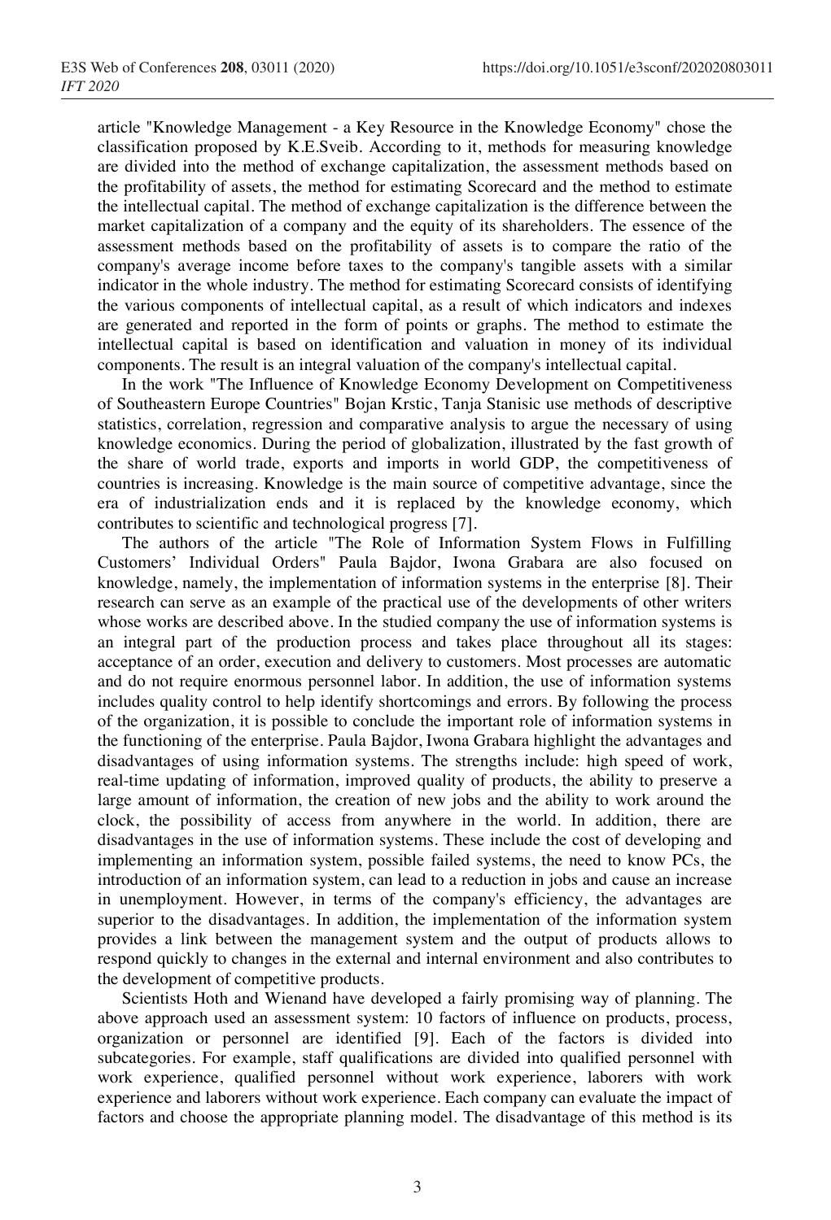article "Knowledge Management - a Key Resource in the Knowledge Economy" chose the classification proposed by K.E.Sveib. According to it, methods for measuring knowledge are divided into the method of exchange capitalization, the assessment methods based on the profitability of assets, the method for estimating Scorecard and the method to estimate the intellectual capital. The method of exchange capitalization is the difference between the market capitalization of a company and the equity of its shareholders. The essence of the assessment methods based on the profitability of assets is to compare the ratio of the company's average income before taxes to the company's tangible assets with a similar indicator in the whole industry. The method for estimating Scorecard consists of identifying the various components of intellectual capital, as a result of which indicators and indexes are generated and reported in the form of points or graphs. The method to estimate the intellectual capital is based on identification and valuation in money of its individual components. The result is an integral valuation of the company's intellectual capital.

In the work "The Influence of Knowledge Economy Development on Competitiveness of Southeastern Europe Countries" Bojan Krstic, Tanja Stanisic use methods of descriptive statistics, correlation, regression and comparative analysis to argue the necessary of using knowledge economics. During the period of globalization, illustrated by the fast growth of the share of world trade, exports and imports in world GDP, the competitiveness of countries is increasing. Knowledge is the main source of competitive advantage, since the era of industrialization ends and it is replaced by the knowledge economy, which contributes to scientific and technological progress [7].

The authors of the article "The Role of Information System Flows in Fulfilling Customers' Individual Orders" Paula Bajdor, Iwona Grabara are also focused on knowledge, namely, the implementation of information systems in the enterprise [8]. Their research can serve as an example of the practical use of the developments of other writers whose works are described above. In the studied company the use of information systems is an integral part of the production process and take place throughout all its stages: acceptance of an order, execution and delivery to customers. Most processes are automatic and do not require enormous personnel labor. In addition, the use of information systems includes quality control to help identify shortcomings and errors. By following the process of the organization, it is possible to conclude the important role of information systems in the functioning of the enterprise. Paula Bajdor, Iwona Grabara highlight the advantages and disadvantages of using information systems. The strengths include: high speed of work, real-time updating of information, improved quality of products, the ability to preserve a large amount of information, the creation of new jobs and the ability to work around the clock, the possibility of access from anywhere in the world. In addition, there are disadvantages in the use of information systems. These include the cost of developing and implementing an information system, possible failed systems, the need to know PCs, the introduction of an information system, can lead to a reduction in jobs and cause an increase in unemployment. However, in terms of the company's efficiency, the advantages are superior to the disadvantages. In addition, the implementation of the information system provides a link between the management system and the output of products allows to respond quickly to changes in the external and internal environment and also contributes to the development of competitive products.

Scientists Hoth and Wienand have developed a fairly promising way of planning. The above approach used an assessment system: 10 factors of influence on products, process, organization or personnel are identified [9]. Each of the factors is divided into subcategories. For example, staff qualifications are divided into qualified personnel with work experience, qualified personnel without work experience, laborers with work experience and laborers without work experience. Each company can evaluate the impact of factors and choose the appropriate planning model. The disadvantage of this method is its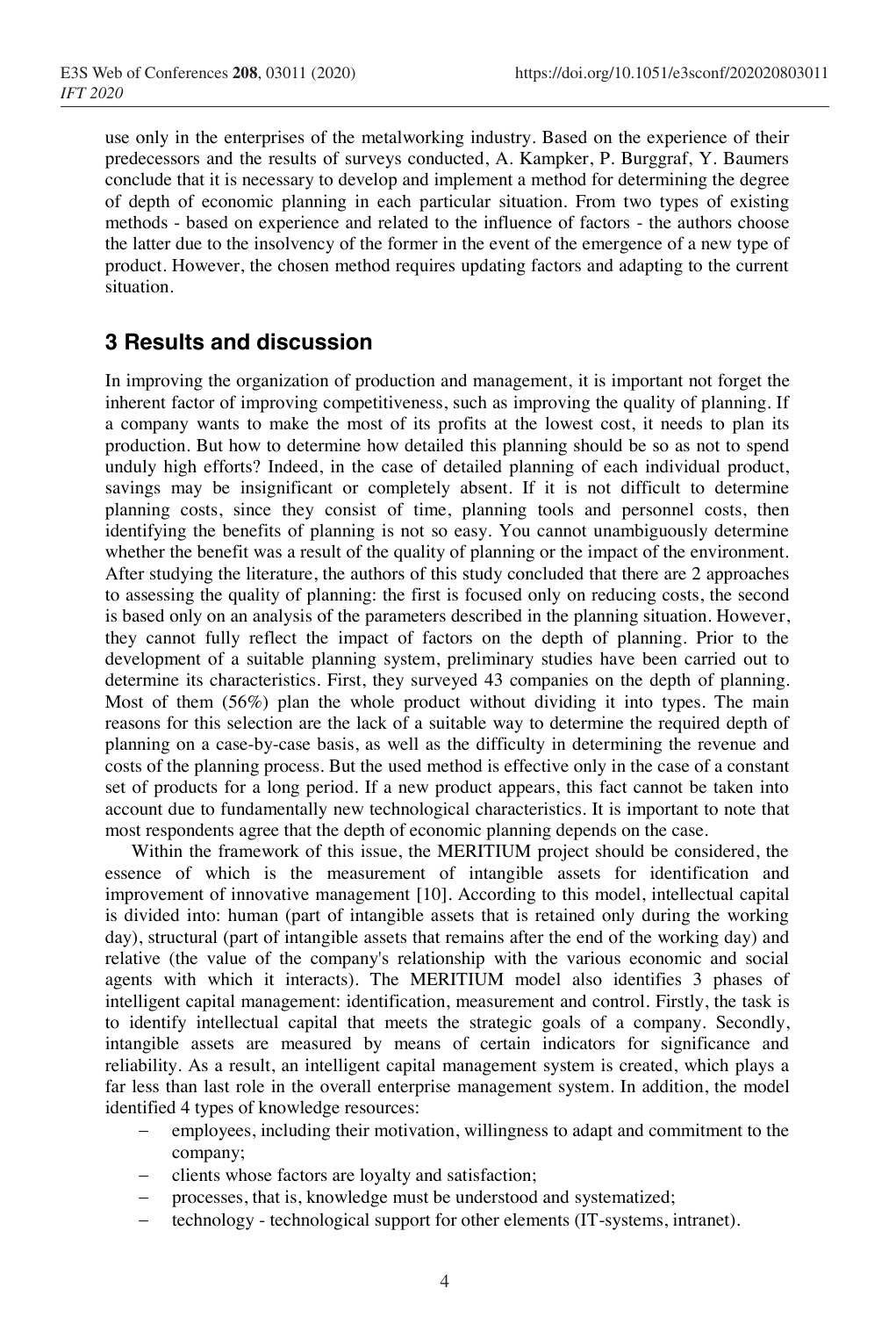use only in the enterprises of the metalworking industry. Based on the experience of their predecessors and the results of surveys conducted, A. Kampker, P. Burggraf, Y. Baumers conclude that it is necessary to develop and implement a method for determining the degree of depth of economic planning in each particular situation. From two types of existing methods - based on experience and related to the influence of factors - the authors choose the latter due to the insolvency of the former in the event of the emergence of a new type of product. However, the chosen method requires updating factors and adapting to the current situation.

## 3 Results and discussion

In improving the organization of production and management, it is important not forget the inherent factor of improving competitiveness, such as improving the quality of planning. If a company wants to make the most of its profits at the lowest cost, it needs to plan its production. But how to determine how detailed this planning should be so as not to spend unduly high efforts? Indeed, in the case of detailed planning of each individual product, savings may be insignificant or completely absent. If it is not difficult to determine planning costs, since they consist of time, planning tools and personnel costs, then identifying the benefits of planning is not so easy. You cannot unambiguously determine whether the benefit was a result of the quality of planning or the impact of the environment. After studying the literature, the authors of this study concluded that there are 2 approaches to assessing the quality of planning: the first is focused only on reducing costs, the second is based only on an analysis of the parameters described in the planning situation. However, they cannot fully reflect the impact of factors on the depth of planning. Prior to the development of a suitable planning system, preliminary studies have been carried out to determine its characteristics. First, they surveyed 43 companies on the depth of planning. Most of them (56%) plan the whole product without dividing it into types. The main reasons for this selection are the lack of a suitable way to determine the required depth of planning on a case-by-case basis, as well as the difficulty in determining the revenue and costs of the planning process. But the used method is effective only in the case of a constant set of products for a long period. If a new product appears, this fact cannot be taken into account due to fundamentally new technological characteristics. It is important to note that most respondents agree that the depth of economic planning depends on the case.

Within the framework of this issue, the MERITIUM project should be considered, the essence of which is the measurement of intangible assets for identification and improvement of innovative management [10]. According to this model, intellectual capital is divided into: human (part of intangible assets that is retained only during the working day), structural (part of intangible assets that remains after the end of the working day) and relative (the value of the company's relationship with the various economic and social agents with which it interacts). The MERITIUM model also identifies 3 phases of intelligent capital management: identification, measurement and control. Firstly, the task is to identify intellectual capital that meets the strategic goals of a company. Secondly, intangible assets are measured by means of certain indicators for significance and reliability. As a result, an intelligent capital management system is created, which plays a far less than last role in the overall enterprise management system. In addition, the model identified 4 types of knowledge resources:

- employees, including their motivation, willingness to adapt and commitment to the company;
- clients whose factors are loyalty and satisfaction;
- processes, that is, knowledge must be understood and systematized;
- technology - technological support for other elements (IT-systems, intranet).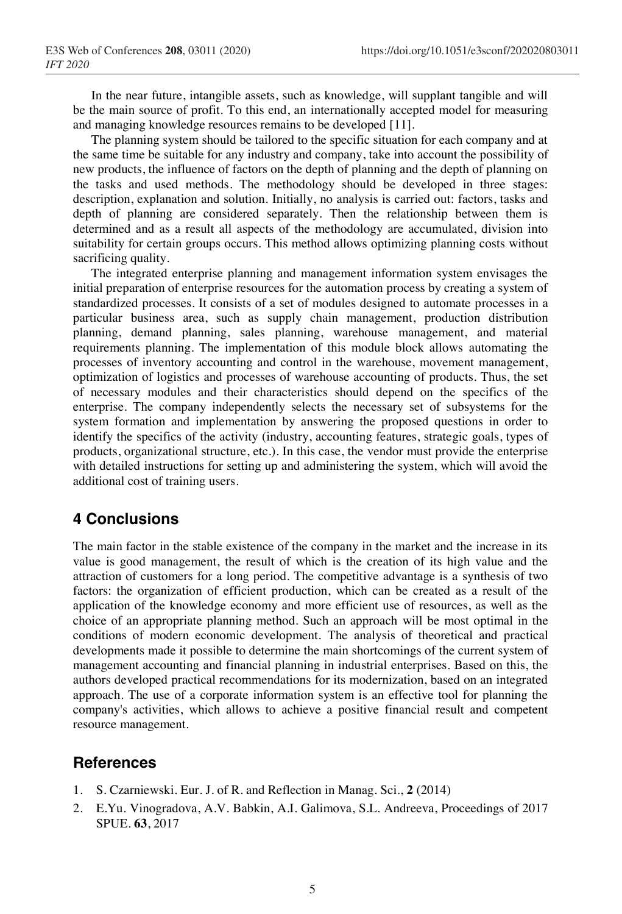In the near future, intangible assets, such as knowledge, will supplant tangible and will be the main source of profit. To this end, an internationally accepted model for measuring and managing knowledge resources remains to be developed [11].

The planning system should be tailored to the specific situation for each company and at the same time be suitable for any industry and company, take into account the possibility of new products, the influence of factors on the depth of planning and the depth of planning on the tasks and used methods. The methodology should be developed in three stages: description, explanation and solution. Initially, no analysis is carried out: factors, tasks and depth of planning are considered separately. Then the relationship between them is determined and as a result all aspects of the methodology are accumulated, division into suitability for certain groups occurs. This method allows optimizing planning costs without sacrificing quality.

The integrated enterprise planning and management information system envisages the initial preparation of enterprise resources for the automation process by creating a system of standardized processes. It consists of a set of modules designed to automate processes in a particular business area, such as supply chain management, production distribution planning, demand planning, sales planning, warehouse management, and material requirements planning. The implementation of this module block allows automating the processes of inventory accounting and control in the warehouse, movement management, optimization of logistics and processes of warehouse accounting of products. Thus, the set of necessary modules and their characteristics should depend on the specifics of the enterprise. The company independently selects the necessary set of subsystems for the system formation and implementation by answering the proposed questions in order to identify the specifics of the activity (industry, accounting features, strategic goals, types of products, organizational structure, etc.). In this case, the vendor must provide the enterprise with detailed instructions for setting up and administering the system, which will avoid the additional cost of training users.

## 4 Conclusions

The main factor in the stable existence of the company in the market and the increase in its value is good management, the result of which is the creation of its high value and the attraction of customers for a long period. The competitive advantage is a synthesis of two factors: the organization of efficient production, which can be created as a result of the application of the knowledge economy and more efficient use of resources, as well as the choice of an appropriate planning method. Such an approach will be most optimal in the conditions of modern economic development. The analysis of theoretical and practical developments made it possible to determine the main shortcomings of the current system of management accounting and financial planning in industrial enterprises. Based on this, the authors developed practical recommendations for its modernization, based on an integrated approach. The use of a corporate information system is an effective tool for planning the company's activities, which allows to achieve a positive financial result and competent resource management.

## References

1. S. Czarniewski. Eur. J. of R. and Reflection in Manag. Sci., **2** (2014)
2. E.Yu. Vinogradova, A.V. Babkin, A.I. Galimova, S.L. Andreeva, Proceedings of 2017 SPUE. **63**, 2017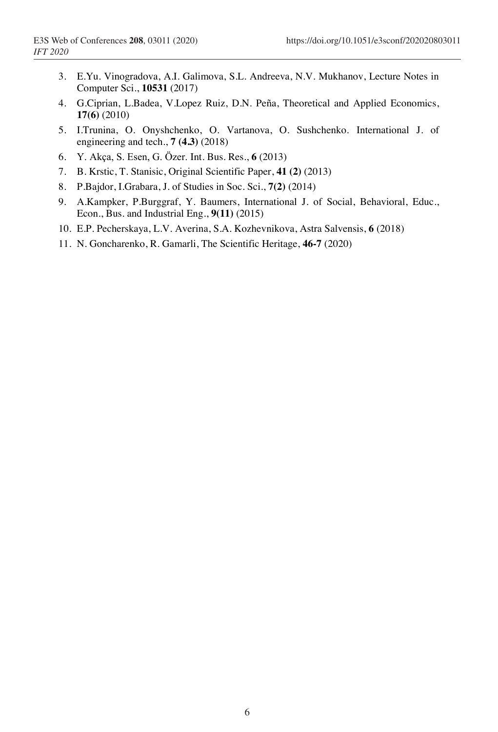3. E.Yu. Vinogradova, A.I. Galimova, S.L. Andreeva, N.V. Mukhanov, Lecture Notes in Computer Sci., **10531** (2017)
4. G.Ciprian, L.Badea, V.Lopez Ruiz, D.N. Peña, Theoretical and Applied Economics, **17(6)** (2010)
5. I.Trunina, O. Onyshchenko, O. Vartanova, O. Sushchenko. International J. of engineering and tech., **7 (4.3)** (2018)
6. Y. Akça, S. Esen, G. Özer. Int. Bus. Res., **6** (2013)
7. B. Krstic, T. Stanisic, Original Scientific Paper, **41 (2)** (2013)
8. P.Bajdor, I.Grabara, J. of Studies in Soc. Sci., **7(2)** (2014)
9. A.Kampker, P.Burggraf, Y. Baumers, International J. of Social, Behavioral, Educ., Econ., Bus. and Industrial Eng., **9(11)** (2015)
10. E.P. Pecherskaya, L.V. Averina, S.A. Kozhevnikova, Astra Salvensis, **6** (2018)
11. N. Goncharenko, R. Gamarli, The Scientific Heritage, **46-7** (2020)